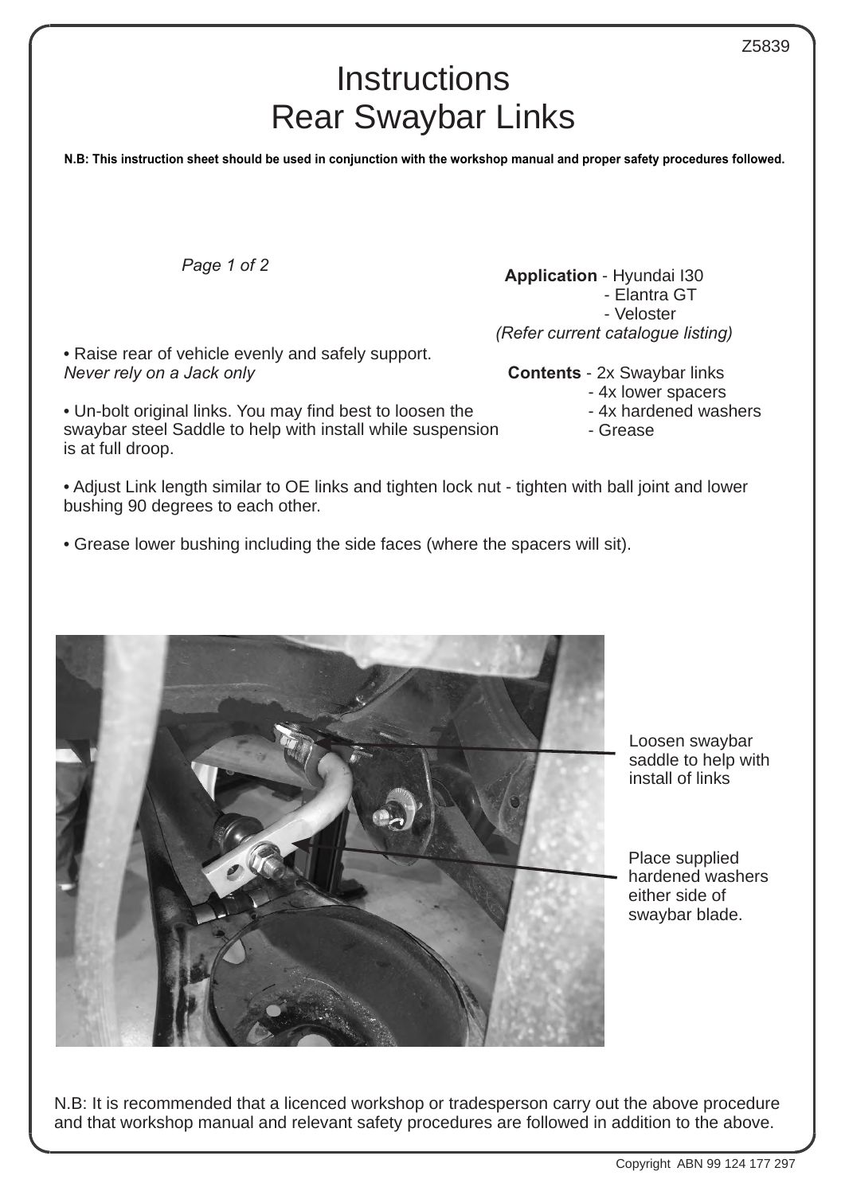Z5839

# Instructions
# Rear Swaybar Links

**N.B: This instruction sheet should be used in conjunction with the workshop manual and proper safety procedures followed.**

**Application** - Hyundai I30
- Elantra GT
- Veloster

*(Refer current catalogue listing)*

**Contents** - 2x Swaybar links
- 4x lower spacers
- 4x hardened washers
- Grease

• Raise rear of vehicle evenly and safely support.
*Never rely on a Jack only*

• Un-bolt original links. You may find best to loosen the swaybar steel Saddle to help with install while suspension is at full droop.

• Adjust Link length similar to OE links and tighten lock nut - tighten with ball joint and lower bushing 90 degrees to each other.

• Grease lower bushing including the side faces (where the spacers will sit).

Loosen swaybar saddle to help with install of links

Place supplied hardened washers either side of swaybar blade.

N.B: It is recommended that a licenced workshop or tradesperson carry out the above procedure and that workshop manual and relevant safety procedures are followed in addition to the above.

Copyright ABN 99 124 177 297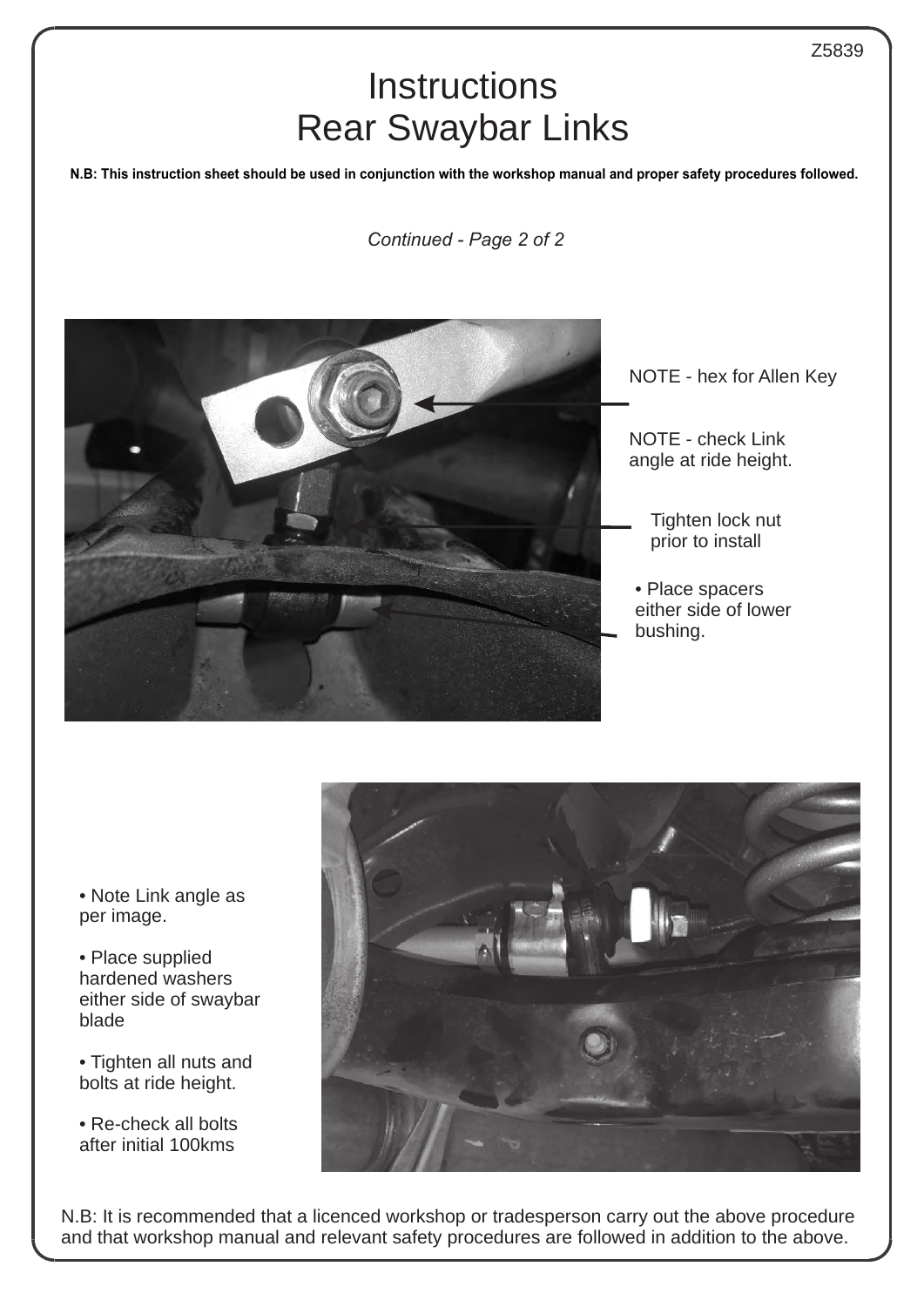Z5839

# Instructions
# Rear Swaybar Links

**N.B: This instruction sheet should be used in conjunction with the workshop manual and proper safety procedures followed.**

*Continued - Page 2 of 2*

NOTE - hex for Allen Key

NOTE - check Link angle at ride height.

Tighten lock nut prior to install

- Place spacers either side of lower bushing.

- Note Link angle as per image.
- Place supplied hardened washers either side of swaybar blade
- Tighten all nuts and bolts at ride height.
- Re-check all bolts after initial 100kms

N.B: It is recommended that a licenced workshop or tradesperson carry out the above procedure and that workshop manual and relevant safety procedures are followed in addition to the above.